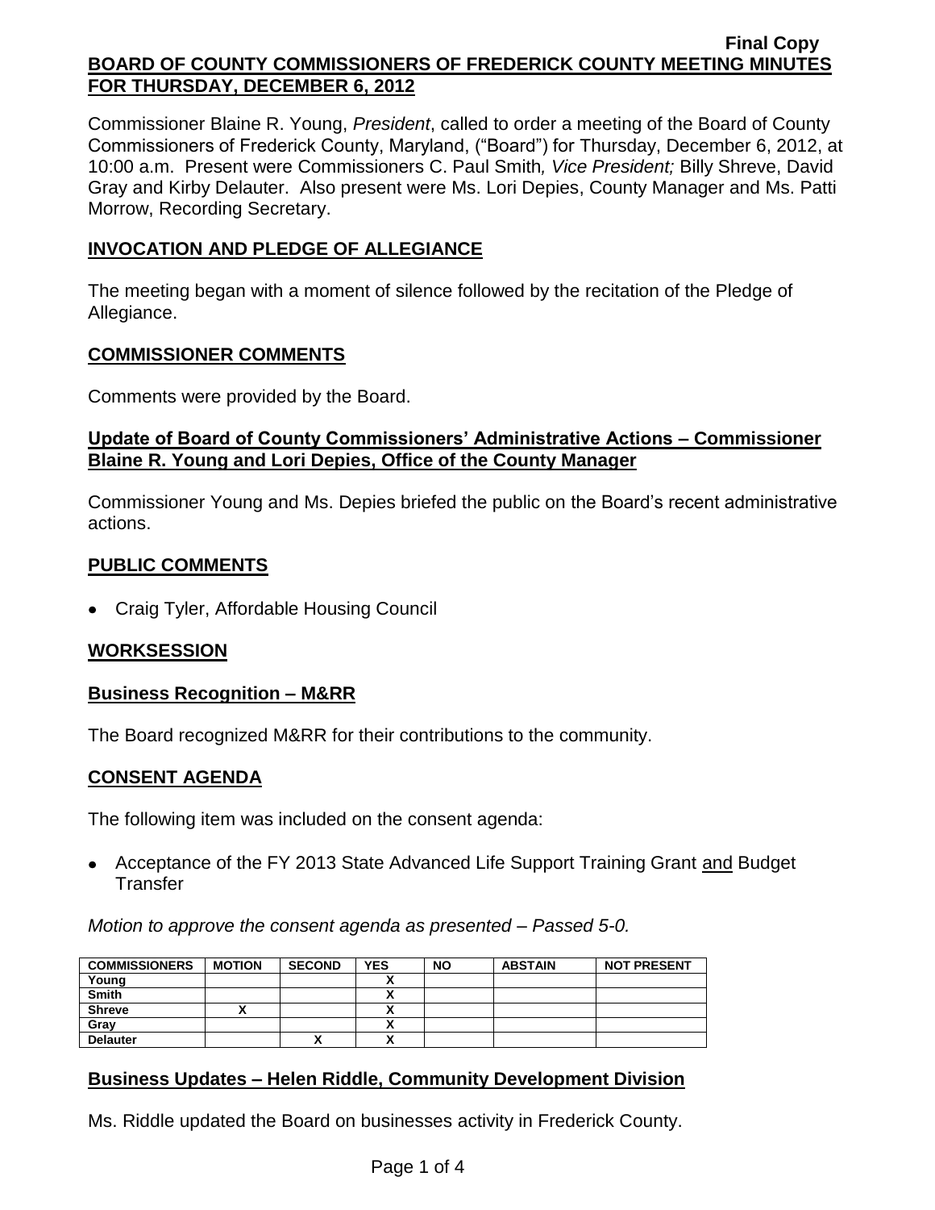Final Copy

**BOARD OF COUNTY COMMISSIONERS OF FREDERICK COUNTY MEETING MINUTES FOR THURSDAY, DECEMBER 6, 2012**

Commissioner Blaine R. Young, *President*, called to order a meeting of the Board of County Commissioners of Frederick County, Maryland, ("Board") for Thursday, December 6, 2012, at 10:00 a.m. Present were Commissioners C. Paul Smith*, Vice President;* Billy Shreve, David Gray and Kirby Delauter. Also present were Ms. Lori Depies, County Manager and Ms. Patti Morrow, Recording Secretary.

## INVOCATION AND PLEDGE OF ALLEGIANCE

The meeting began with a moment of silence followed by the recitation of the Pledge of Allegiance.

## COMMISSIONER COMMENTS

Comments were provided by the Board.

### Update of Board of County Commissioners' Administrative Actions – Commissioner Blaine R. Young and Lori Depies, Office of the County Manager

Commissioner Young and Ms. Depies briefed the public on the Board's recent administrative actions.

## PUBLIC COMMENTS

- Craig Tyler, Affordable Housing Council

## WORKSESSION

### Business Recognition – M&RR

The Board recognized M&RR for their contributions to the community.

## CONSENT AGENDA

The following item was included on the consent agenda:

- Acceptance of the FY 2013 State Advanced Life Support Training Grant and Budget Transfer

*Motion to approve the consent agenda as presented – Passed 5-0.*

| COMMISSIONERS | MOTION | SECOND | YES | NO | ABSTAIN | NOT PRESENT |
|---|---|---|---|---|---|---|
| Young | | | X | | | |
| Smith | | | X | | | |
| Shreve | X | | X | | | |
| Gray | | | X | | | |
| Delauter | | X | X | | | |

### Business Updates – Helen Riddle, Community Development Division

Ms. Riddle updated the Board on businesses activity in Frederick County.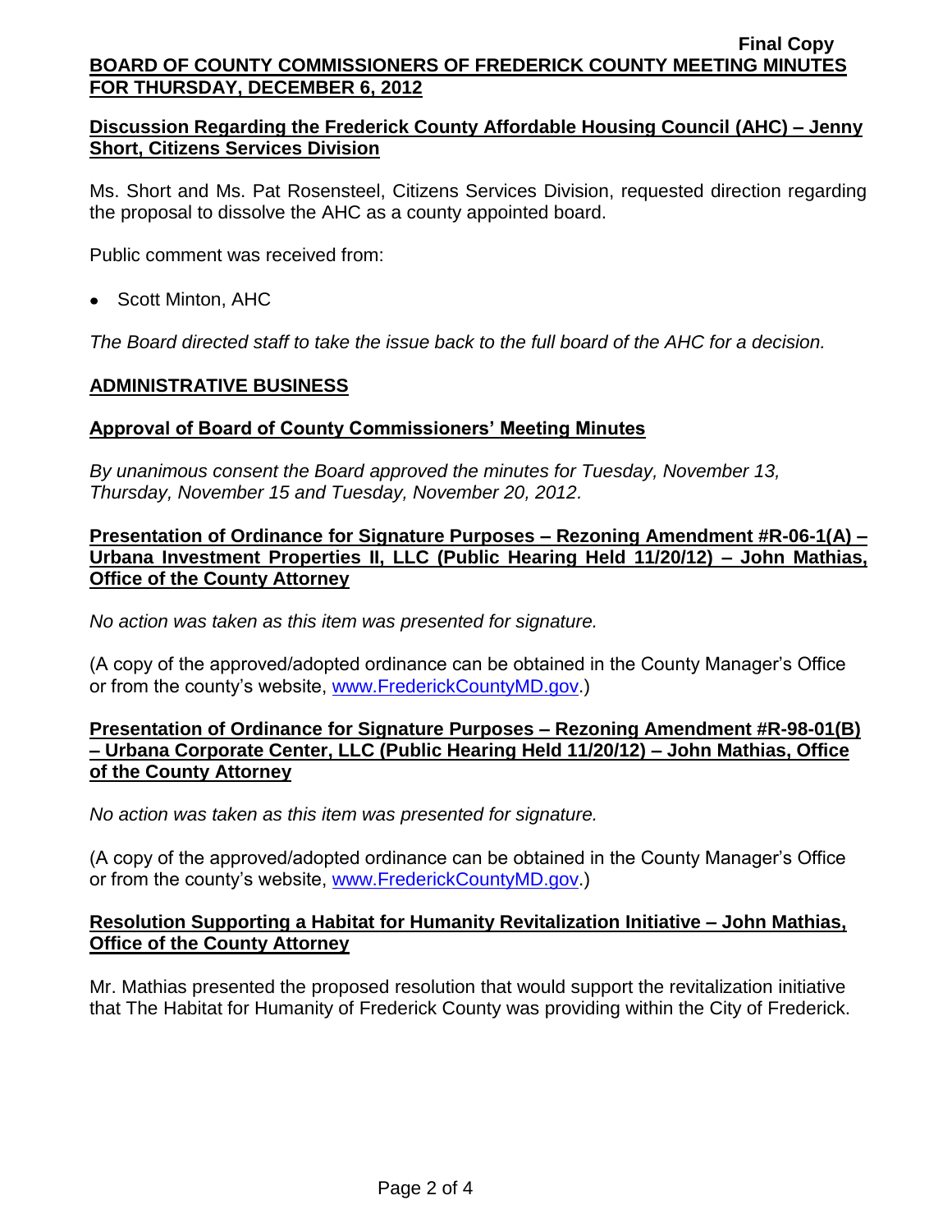**Discussion Regarding the Frederick County Affordable Housing Council (AHC) – Jenny Short, Citizens Services Division**

Ms. Short and Ms. Pat Rosensteel, Citizens Services Division, requested direction regarding the proposal to dissolve the AHC as a county appointed board.

Public comment was received from:

- Scott Minton, AHC

*The Board directed staff to take the issue back to the full board of the AHC for a decision.*

## ADMINISTRATIVE BUSINESS

**Approval of Board of County Commissioners' Meeting Minutes**

*By unanimous consent the Board approved the minutes for Tuesday, November 13, Thursday, November 15 and Tuesday, November 20, 2012.*

**Presentation of Ordinance for Signature Purposes – Rezoning Amendment #R-06-1(A) – Urbana Investment Properties II, LLC (Public Hearing Held 11/20/12) – John Mathias, Office of the County Attorney**

*No action was taken as this item was presented for signature.*

(A copy of the approved/adopted ordinance can be obtained in the County Manager's Office or from the county's website, www.FrederickCountyMD.gov.)

**Presentation of Ordinance for Signature Purposes – Rezoning Amendment #R-98-01(B) – Urbana Corporate Center, LLC (Public Hearing Held 11/20/12) – John Mathias, Office of the County Attorney**

*No action was taken as this item was presented for signature.*

(A copy of the approved/adopted ordinance can be obtained in the County Manager's Office or from the county's website, www.FrederickCountyMD.gov.)

**Resolution Supporting a Habitat for Humanity Revitalization Initiative – John Mathias, Office of the County Attorney**

Mr. Mathias presented the proposed resolution that would support the revitalization initiative that The Habitat for Humanity of Frederick County was providing within the City of Frederick.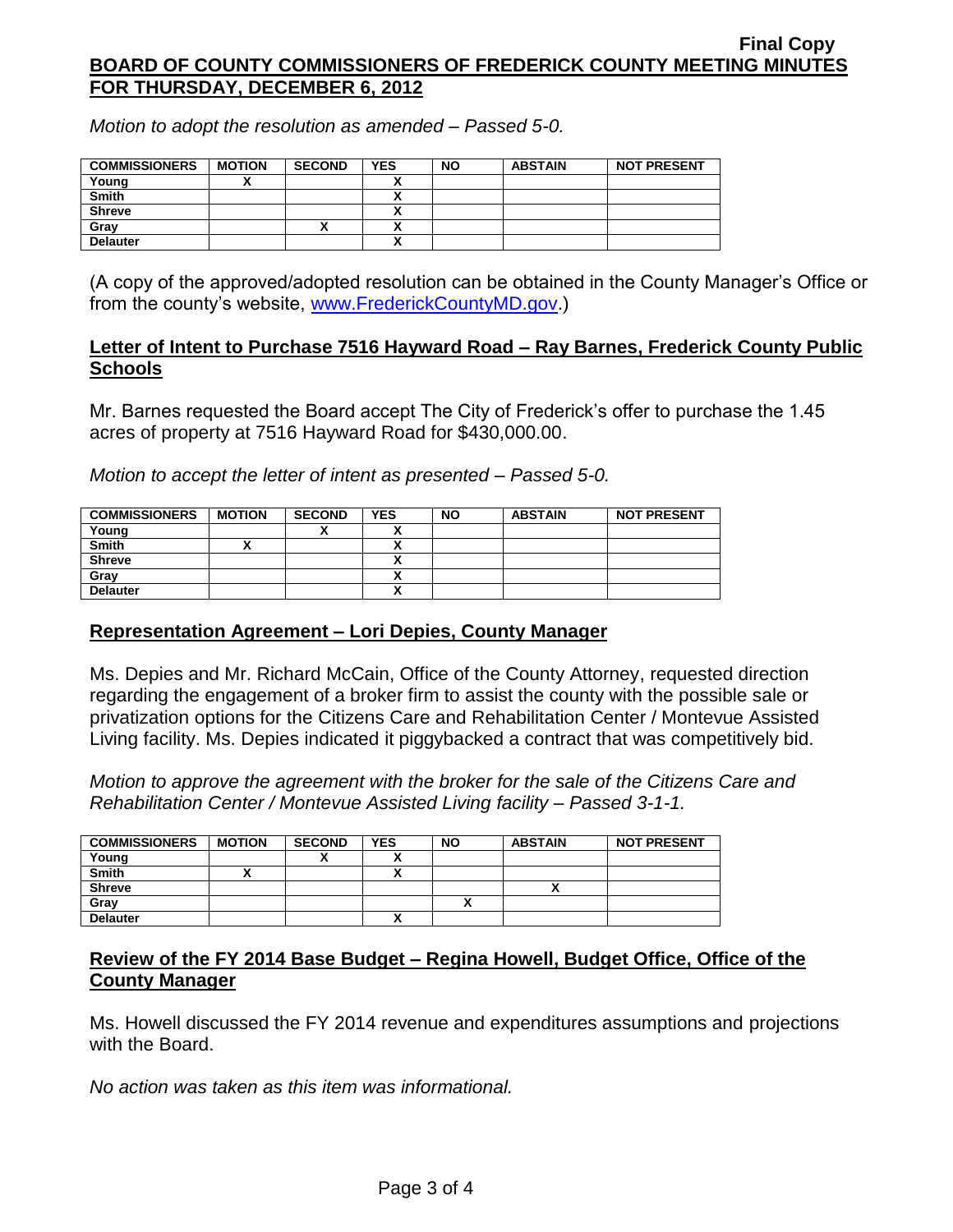*Motion to adopt the resolution as amended – Passed 5-0.*

| COMMISSIONERS | MOTION | SECOND | YES | NO | ABSTAIN | NOT PRESENT |
|---|---|---|---|---|---|---|
| Young | X | | X | | | |
| Smith | | | X | | | |
| Shreve | | | X | | | |
| Gray | | X | X | | | |
| Delauter | | | X | | | |

(A copy of the approved/adopted resolution can be obtained in the County Manager's Office or from the county's website, www.FrederickCountyMD.gov.)

## Letter of Intent to Purchase 7516 Hayward Road – Ray Barnes, Frederick County Public Schools

Mr. Barnes requested the Board accept The City of Frederick's offer to purchase the 1.45 acres of property at 7516 Hayward Road for $430,000.00.

*Motion to accept the letter of intent as presented – Passed 5-0.*

| COMMISSIONERS | MOTION | SECOND | YES | NO | ABSTAIN | NOT PRESENT |
|---|---|---|---|---|---|---|
| Young | | X | X | | | |
| Smith | X | | X | | | |
| Shreve | | | X | | | |
| Gray | | | X | | | |
| Delauter | | | X | | | |

## Representation Agreement – Lori Depies, County Manager

Ms. Depies and Mr. Richard McCain, Office of the County Attorney, requested direction regarding the engagement of a broker firm to assist the county with the possible sale or privatization options for the Citizens Care and Rehabilitation Center / Montevue Assisted Living facility. Ms. Depies indicated it piggybacked a contract that was competitively bid.

*Motion to approve the agreement with the broker for the sale of the Citizens Care and Rehabilitation Center / Montevue Assisted Living facility – Passed 3-1-1.*

| COMMISSIONERS | MOTION | SECOND | YES | NO | ABSTAIN | NOT PRESENT |
|---|---|---|---|---|---|---|
| Young | | X | X | | | |
| Smith | X | | X | | | |
| Shreve | | | | | X | |
| Gray | | | | X | | |
| Delauter | | | X | | | |

## Review of the FY 2014 Base Budget – Regina Howell, Budget Office, Office of the County Manager

Ms. Howell discussed the FY 2014 revenue and expenditures assumptions and projections with the Board.

*No action was taken as this item was informational.*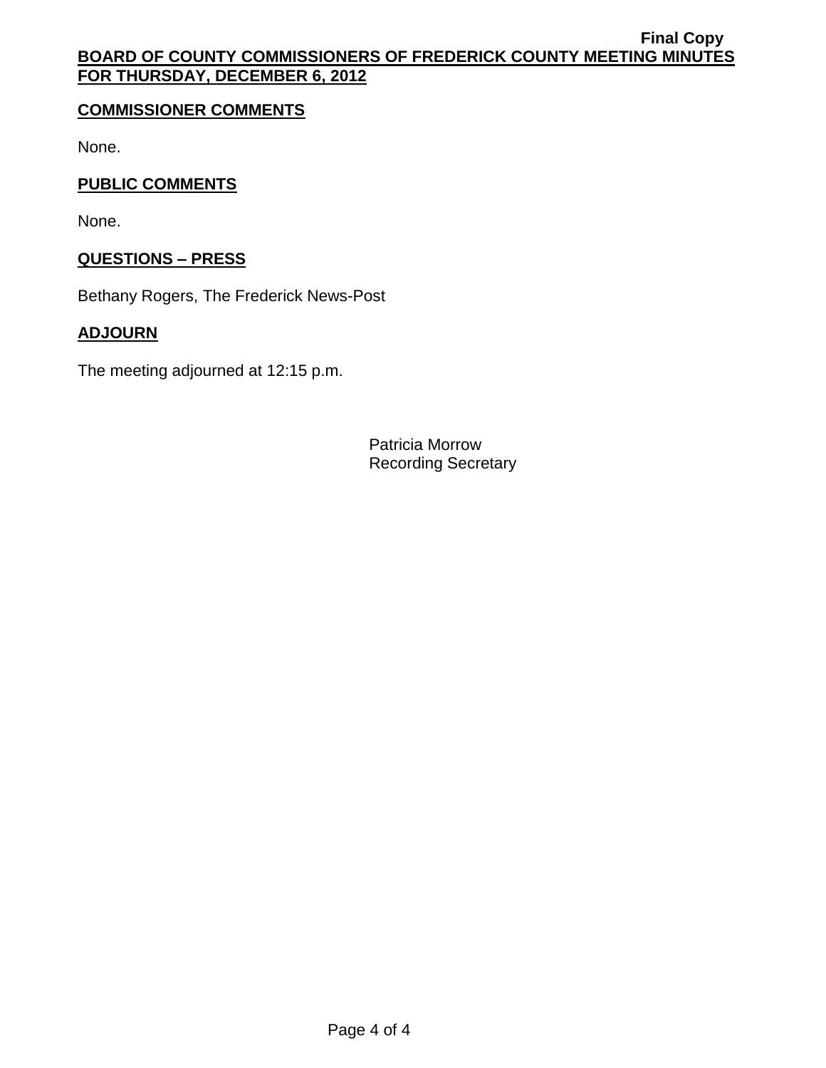## COMMISSIONER COMMENTS

None.

## PUBLIC COMMENTS

None.

## QUESTIONS – PRESS

Bethany Rogers, The Frederick News-Post

## ADJOURN

The meeting adjourned at 12:15 p.m.

Patricia Morrow
Recording Secretary